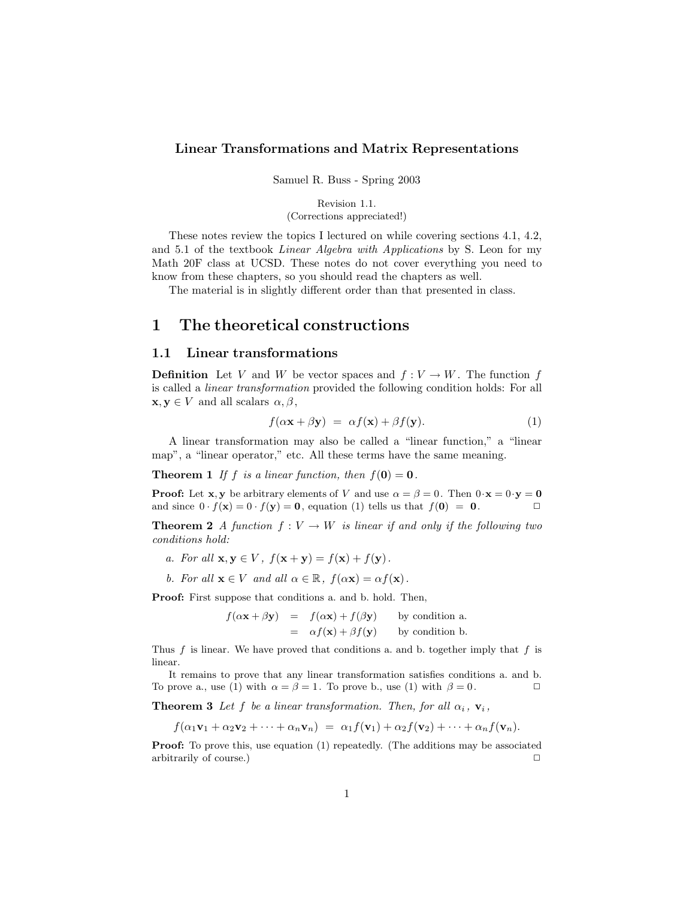# Linear Transformations and Matrix Representations

Samuel R. Buss - Spring 2003

Revision 1.1.
(Corrections appreciated!)

These notes review the topics I lectured on while covering sections 4.1, 4.2, and 5.1 of the textbook *Linear Algebra with Applications* by S. Leon for my Math 20F class at UCSD. These notes do not cover everything you need to know from these chapters, so you should read the chapters as well.

The material is in slightly different order than that presented in class.

## 1 The theoretical constructions

### 1.1 Linear transformations

**Definition** Let $V$ and $W$ be vector spaces and $f : V \to W$. The function $f$ is called a *linear transformation* provided the following condition holds: For all $\mathbf{x}, \mathbf{y} \in V$ and all scalars $\alpha, \beta$,

$$f(\alpha\mathbf{x} + \beta\mathbf{y}) \;=\; \alpha f(\mathbf{x}) + \beta f(\mathbf{y}). \tag{1}$$

A linear transformation may also be called a "linear function," a "linear map", a "linear operator," etc. All these terms have the same meaning.

**Theorem 1** *If $f$ is a linear function, then $f(\mathbf{0}) = \mathbf{0}$.*

**Proof:** Let $\mathbf{x}, \mathbf{y}$ be arbitrary elements of $V$ and use $\alpha = \beta = 0$. Then $0 \cdot \mathbf{x} = 0 \cdot \mathbf{y} = \mathbf{0}$ and since $0 \cdot f(\mathbf{x}) = 0 \cdot f(\mathbf{y}) = \mathbf{0}$, equation (1) tells us that $f(\mathbf{0}) \;=\; \mathbf{0}$. □

**Theorem 2** *A function $f : V \to W$ is linear if and only if the following two conditions hold:*

*a. For all $\mathbf{x}, \mathbf{y} \in V$, $f(\mathbf{x} + \mathbf{y}) = f(\mathbf{x}) + f(\mathbf{y})$.*

*b. For all $\mathbf{x} \in V$ and all $\alpha \in \mathbb{R}$, $f(\alpha\mathbf{x}) = \alpha f(\mathbf{x})$.*

**Proof:** First suppose that conditions a. and b. hold. Then,

$$\begin{aligned} f(\alpha\mathbf{x} + \beta\mathbf{y}) &= f(\alpha\mathbf{x}) + f(\beta\mathbf{y}) && \text{by condition a.} \\ &= \alpha f(\mathbf{x}) + \beta f(\mathbf{y}) && \text{by condition b.} \end{aligned}$$

Thus $f$ is linear. We have proved that conditions a. and b. together imply that $f$ is linear.

It remains to prove that any linear transformation satisfies conditions a. and b. To prove a., use (1) with $\alpha = \beta = 1$. To prove b., use (1) with $\beta = 0$. □

**Theorem 3** *Let $f$ be a linear transformation. Then, for all $\alpha_i$, $\mathbf{v}_i$,*

$$f(\alpha_1\mathbf{v}_1 + \alpha_2\mathbf{v}_2 + \cdots + \alpha_n\mathbf{v}_n) \;=\; \alpha_1 f(\mathbf{v}_1) + \alpha_2 f(\mathbf{v}_2) + \cdots + \alpha_n f(\mathbf{v}_n).$$

**Proof:** To prove this, use equation (1) repeatedly. (The additions may be associated arbitrarily of course.) □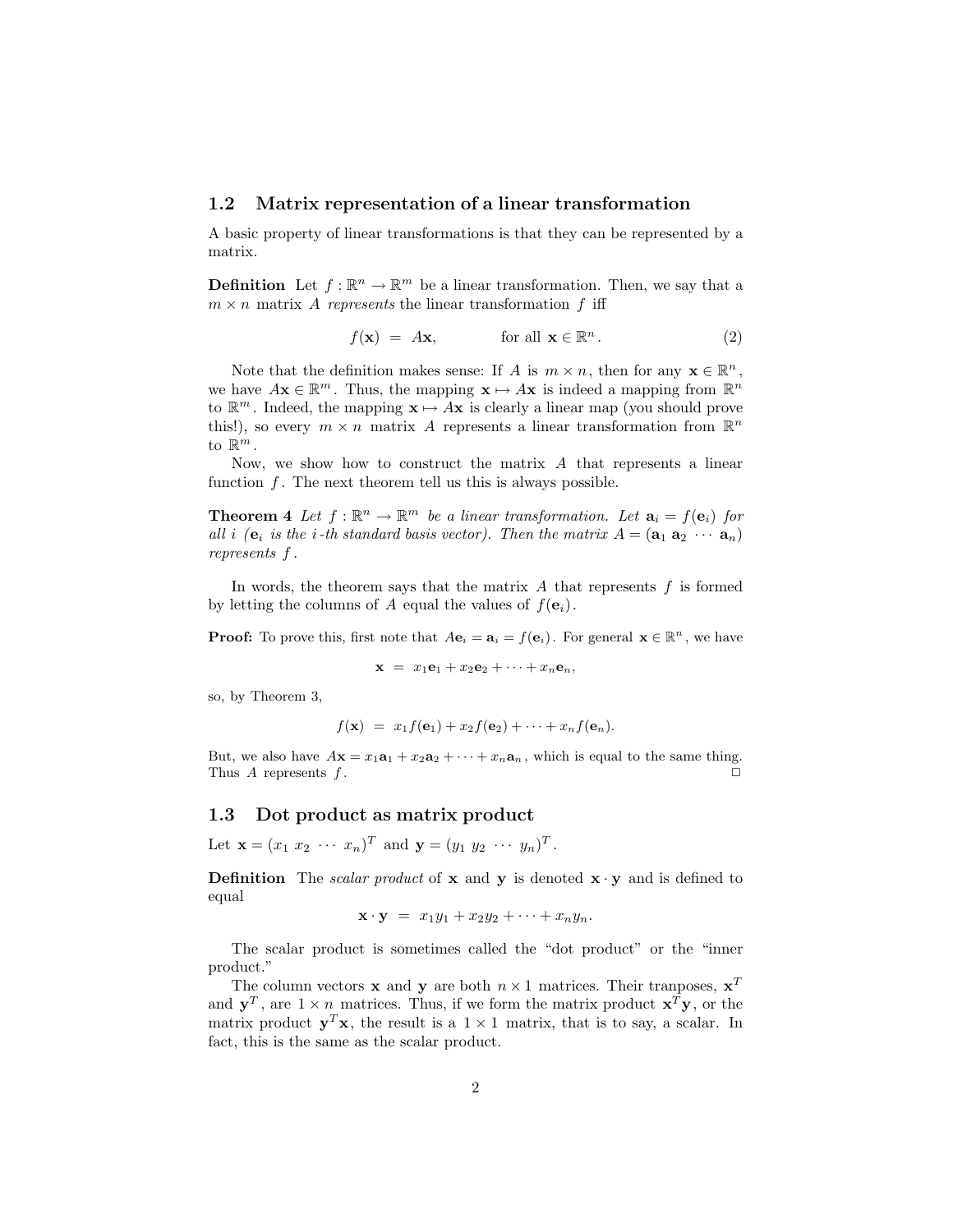## 1.2 Matrix representation of a linear transformation

A basic property of linear transformations is that they can be represented by a matrix.

**Definition** Let $f : \mathbb{R}^n \to \mathbb{R}^m$ be a linear transformation. Then, we say that a $m \times n$ matrix $A$ *represents* the linear transformation $f$ iff

$$f(\mathbf{x}) = A\mathbf{x}, \qquad \text{for all } \mathbf{x} \in \mathbb{R}^n. \tag{2}$$

Note that the definition makes sense: If $A$ is $m \times n$, then for any $\mathbf{x} \in \mathbb{R}^n$, we have $A\mathbf{x} \in \mathbb{R}^m$. Thus, the mapping $\mathbf{x} \mapsto A\mathbf{x}$ is indeed a mapping from $\mathbb{R}^n$ to $\mathbb{R}^m$. Indeed, the mapping $\mathbf{x} \mapsto A\mathbf{x}$ is clearly a linear map (you should prove this!), so every $m \times n$ matrix $A$ represents a linear transformation from $\mathbb{R}^n$ to $\mathbb{R}^m$.

Now, we show how to construct the matrix $A$ that represents a linear function $f$. The next theorem tell us this is always possible.

**Theorem 4** *Let $f : \mathbb{R}^n \to \mathbb{R}^m$ be a linear transformation. Let $\mathbf{a}_i = f(\mathbf{e}_i)$ for all $i$ ($\mathbf{e}_i$ is the $i$-th standard basis vector). Then the matrix $A = (\mathbf{a}_1 \ \mathbf{a}_2 \ \cdots \ \mathbf{a}_n)$ represents $f$.*

In words, the theorem says that the matrix $A$ that represents $f$ is formed by letting the columns of $A$ equal the values of $f(\mathbf{e}_i)$.

**Proof:** To prove this, first note that $A\mathbf{e}_i = \mathbf{a}_i = f(\mathbf{e}_i)$. For general $\mathbf{x} \in \mathbb{R}^n$, we have

$$\mathbf{x} = x_1\mathbf{e}_1 + x_2\mathbf{e}_2 + \cdots + x_n\mathbf{e}_n,$$

so, by Theorem 3,

$$f(\mathbf{x}) = x_1 f(\mathbf{e}_1) + x_2 f(\mathbf{e}_2) + \cdots + x_n f(\mathbf{e}_n).$$

But, we also have $A\mathbf{x} = x_1\mathbf{a}_1 + x_2\mathbf{a}_2 + \cdots + x_n\mathbf{a}_n$, which is equal to the same thing. Thus $A$ represents $f$. □

## 1.3 Dot product as matrix product

Let $\mathbf{x} = (x_1 \ x_2 \ \cdots \ x_n)^T$ and $\mathbf{y} = (y_1 \ y_2 \ \cdots \ y_n)^T$.

**Definition** The *scalar product* of $\mathbf{x}$ and $\mathbf{y}$ is denoted $\mathbf{x} \cdot \mathbf{y}$ and is defined to equal

$$\mathbf{x} \cdot \mathbf{y} = x_1y_1 + x_2y_2 + \cdots + x_ny_n.$$

The scalar product is sometimes called the "dot product" or the "inner product."

The column vectors $\mathbf{x}$ and $\mathbf{y}$ are both $n \times 1$ matrices. Their tranposes, $\mathbf{x}^T$ and $\mathbf{y}^T$, are $1 \times n$ matrices. Thus, if we form the matrix product $\mathbf{x}^T\mathbf{y}$, or the matrix product $\mathbf{y}^T\mathbf{x}$, the result is a $1 \times 1$ matrix, that is to say, a scalar. In fact, this is the same as the scalar product.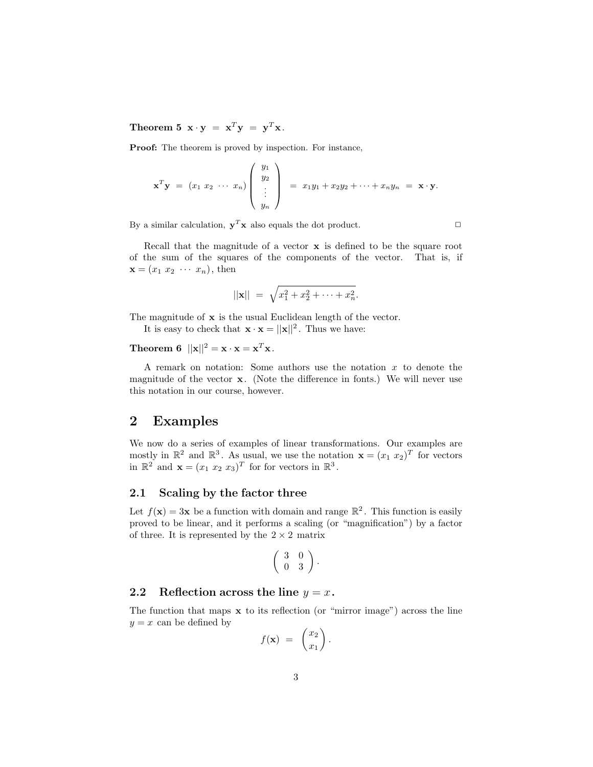**Theorem 5** $\mathbf{x} \cdot \mathbf{y} \;=\; \mathbf{x}^T\mathbf{y} \;=\; \mathbf{y}^T\mathbf{x}$.

**Proof:** The theorem is proved by inspection. For instance,

$$\mathbf{x}^T\mathbf{y} \;=\; (x_1 \; x_2 \; \cdots \; x_n) \begin{pmatrix} y_1 \\ y_2 \\ \vdots \\ y_n \end{pmatrix} \;=\; x_1y_1 + x_2y_2 + \cdots + x_ny_n \;=\; \mathbf{x} \cdot \mathbf{y}.$$

By a similar calculation, $\mathbf{y}^T\mathbf{x}$ also equals the dot product. □

Recall that the magnitude of a vector $\mathbf{x}$ is defined to be the square root of the sum of the squares of the components of the vector. That is, if $\mathbf{x} = (x_1 \; x_2 \; \cdots \; x_n)$, then

$$||\mathbf{x}|| \;=\; \sqrt{x_1^2 + x_2^2 + \cdots + x_n^2}.$$

The magnitude of $\mathbf{x}$ is the usual Euclidean length of the vector.

It is easy to check that $\mathbf{x} \cdot \mathbf{x} = ||\mathbf{x}||^2$. Thus we have:

**Theorem 6** $||\mathbf{x}||^2 = \mathbf{x} \cdot \mathbf{x} = \mathbf{x}^T\mathbf{x}$.

A remark on notation: Some authors use the notation $x$ to denote the magnitude of the vector $\mathbf{x}$. (Note the difference in fonts.) We will never use this notation in our course, however.

# 2 Examples

We now do a series of examples of linear transformations. Our examples are mostly in $\mathbb{R}^2$ and $\mathbb{R}^3$. As usual, we use the notation $\mathbf{x} = (x_1 \; x_2)^T$ for vectors in $\mathbb{R}^2$ and $\mathbf{x} = (x_1 \; x_2 \; x_3)^T$ for for vectors in $\mathbb{R}^3$.

## 2.1 Scaling by the factor three

Let $f(\mathbf{x}) = 3\mathbf{x}$ be a function with domain and range $\mathbb{R}^2$. This function is easily proved to be linear, and it performs a scaling (or "magnification") by a factor of three. It is represented by the $2 \times 2$ matrix

$$\begin{pmatrix} 3 & 0 \\ 0 & 3 \end{pmatrix}.$$

## 2.2 Reflection across the line $y = x$.

The function that maps $\mathbf{x}$ to its reflection (or "mirror image") across the line $y = x$ can be defined by

$$f(\mathbf{x}) \;=\; \begin{pmatrix} x_2 \\ x_1 \end{pmatrix}.$$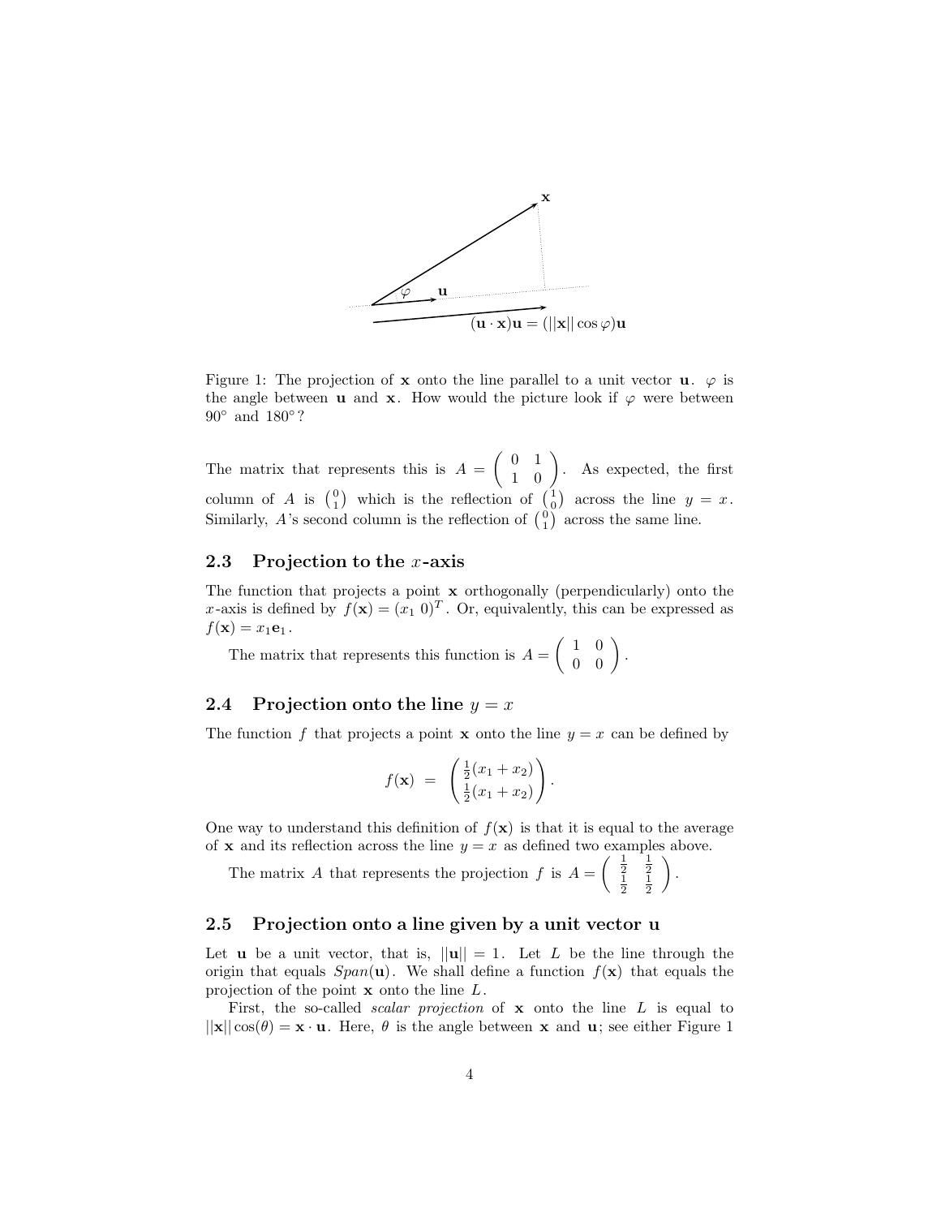Figure 1: The projection of $\mathbf{x}$ onto the line parallel to a unit vector $\mathbf{u}$. $\varphi$ is the angle between $\mathbf{u}$ and $\mathbf{x}$. How would the picture look if $\varphi$ were between $90°$ and $180°$?

The matrix that represents this is $A = \begin{pmatrix} 0 & 1 \\ 1 & 0 \end{pmatrix}$. As expected, the first column of $A$ is $\binom{0}{1}$ which is the reflection of $\binom{1}{0}$ across the line $y = x$. Similarly, $A$'s second column is the reflection of $\binom{0}{1}$ across the same line.

### 2.3 Projection to the $x$-axis

The function that projects a point $\mathbf{x}$ orthogonally (perpendicularly) onto the $x$-axis is defined by $f(\mathbf{x}) = (x_1\ 0)^T$. Or, equivalently, this can be expressed as $f(\mathbf{x}) = x_1\mathbf{e}_1$.

The matrix that represents this function is $A = \begin{pmatrix} 1 & 0 \\ 0 & 0 \end{pmatrix}$.

### 2.4 Projection onto the line $y = x$

The function $f$ that projects a point $\mathbf{x}$ onto the line $y = x$ can be defined by

$$f(\mathbf{x}) = \begin{pmatrix} \frac{1}{2}(x_1 + x_2) \\ \frac{1}{2}(x_1 + x_2) \end{pmatrix}.$$

One way to understand this definition of $f(\mathbf{x})$ is that it is equal to the average of $\mathbf{x}$ and its reflection across the line $y = x$ as defined two examples above.

The matrix $A$ that represents the projection $f$ is $A = \begin{pmatrix} \frac{1}{2} & \frac{1}{2} \\ \frac{1}{2} & \frac{1}{2} \end{pmatrix}$.

### 2.5 Projection onto a line given by a unit vector $\mathbf{u}$

Let $\mathbf{u}$ be a unit vector, that is, $||\mathbf{u}|| = 1$. Let $L$ be the line through the origin that equals $Span(\mathbf{u})$. We shall define a function $f(\mathbf{x})$ that equals the projection of the point $\mathbf{x}$ onto the line $L$.

First, the so-called *scalar projection* of $\mathbf{x}$ onto the line $L$ is equal to $||\mathbf{x}|| \cos(\theta) = \mathbf{x} \cdot \mathbf{u}$. Here, $\theta$ is the angle between $\mathbf{x}$ and $\mathbf{u}$; see either Figure 1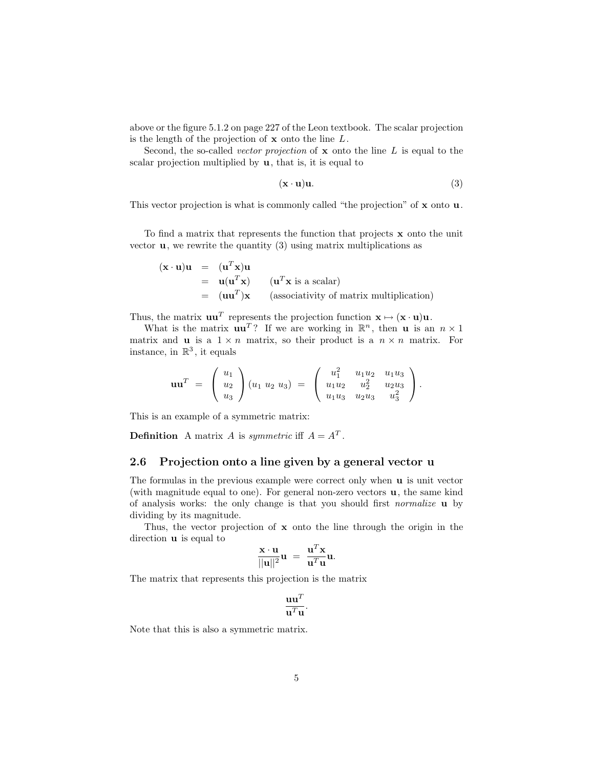above or the figure 5.1.2 on page 227 of the Leon textbook. The scalar projection is the length of the projection of $\mathbf{x}$ onto the line $L$.

Second, the so-called *vector projection* of $\mathbf{x}$ onto the line $L$ is equal to the scalar projection multiplied by $\mathbf{u}$, that is, it is equal to

$$(\mathbf{x} \cdot \mathbf{u})\mathbf{u}. \tag{3}$$

This vector projection is what is commonly called "the projection" of $\mathbf{x}$ onto $\mathbf{u}$.

To find a matrix that represents the function that projects $\mathbf{x}$ onto the unit vector $\mathbf{u}$, we rewrite the quantity (3) using matrix multiplications as

$$\begin{aligned}
(\mathbf{x} \cdot \mathbf{u})\mathbf{u} &= (\mathbf{u}^T\mathbf{x})\mathbf{u} \\
&= \mathbf{u}(\mathbf{u}^T\mathbf{x}) \qquad (\mathbf{u}^T\mathbf{x} \text{ is a scalar}) \\
&= (\mathbf{u}\mathbf{u}^T)\mathbf{x} \qquad (\text{associativity of matrix multiplication})
\end{aligned}$$

Thus, the matrix $\mathbf{u}\mathbf{u}^T$ represents the projection function $\mathbf{x} \mapsto (\mathbf{x} \cdot \mathbf{u})\mathbf{u}$.

What is the matrix $\mathbf{u}\mathbf{u}^T$? If we are working in $\mathbb{R}^n$, then $\mathbf{u}$ is an $n \times 1$ matrix and $\mathbf{u}$ is a $1 \times n$ matrix, so their product is a $n \times n$ matrix. For instance, in $\mathbb{R}^3$, it equals

$$\mathbf{u}\mathbf{u}^T = \begin{pmatrix} u_1 \\ u_2 \\ u_3 \end{pmatrix} (u_1 \; u_2 \; u_3) = \begin{pmatrix} u_1^2 & u_1u_2 & u_1u_3 \\ u_1u_2 & u_2^2 & u_2u_3 \\ u_1u_3 & u_2u_3 & u_3^2 \end{pmatrix}.$$

This is an example of a symmetric matrix:

**Definition** A matrix $A$ is *symmetric* iff $A = A^T$.

### 2.6 Projection onto a line given by a general vector u

The formulas in the previous example were correct only when $\mathbf{u}$ is unit vector (with magnitude equal to one). For general non-zero vectors $\mathbf{u}$, the same kind of analysis works: the only change is that you should first *normalize* $\mathbf{u}$ by dividing by its magnitude.

Thus, the vector projection of $\mathbf{x}$ onto the line through the origin in the direction $\mathbf{u}$ is equal to

$$\frac{\mathbf{x} \cdot \mathbf{u}}{||\mathbf{u}||^2}\mathbf{u} = \frac{\mathbf{u}^T\mathbf{x}}{\mathbf{u}^T\mathbf{u}}\mathbf{u}.$$

The matrix that represents this projection is the matrix

$$\frac{\mathbf{u}\mathbf{u}^T}{\mathbf{u}^T\mathbf{u}}.$$

Note that this is also a symmetric matrix.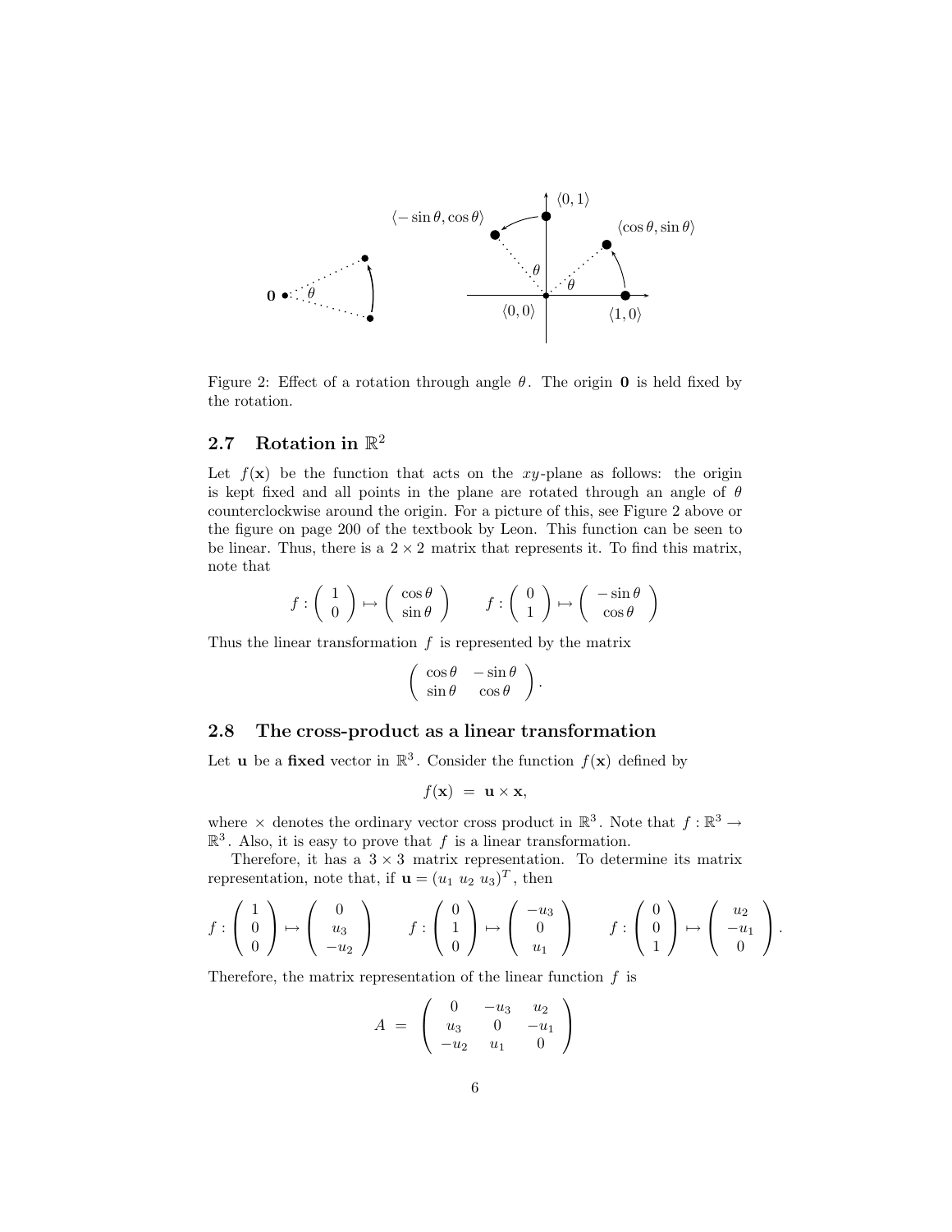Figure 2: Effect of a rotation through angle $\theta$. The origin $\mathbf{0}$ is held fixed by the rotation.

### 2.7 Rotation in $\mathbb{R}^2$

Let $f(\mathbf{x})$ be the function that acts on the $xy$-plane as follows: the origin is kept fixed and all points in the plane are rotated through an angle of $\theta$ counterclockwise around the origin. For a picture of this, see Figure 2 above or the figure on page 200 of the textbook by Leon. This function can be seen to be linear. Thus, there is a $2 \times 2$ matrix that represents it. To find this matrix, note that

$$f : \begin{pmatrix} 1 \\ 0 \end{pmatrix} \mapsto \begin{pmatrix} \cos\theta \\ \sin\theta \end{pmatrix} \qquad f : \begin{pmatrix} 0 \\ 1 \end{pmatrix} \mapsto \begin{pmatrix} -\sin\theta \\ \cos\theta \end{pmatrix}$$

Thus the linear transformation $f$ is represented by the matrix

$$\begin{pmatrix} \cos\theta & -\sin\theta \\ \sin\theta & \cos\theta \end{pmatrix}.$$

### 2.8 The cross-product as a linear transformation

Let $\mathbf{u}$ be a **fixed** vector in $\mathbb{R}^3$. Consider the function $f(\mathbf{x})$ defined by

$$f(\mathbf{x}) \ = \ \mathbf{u} \times \mathbf{x},$$

where $\times$ denotes the ordinary vector cross product in $\mathbb{R}^3$. Note that $f : \mathbb{R}^3 \to \mathbb{R}^3$. Also, it is easy to prove that $f$ is a linear transformation.

Therefore, it has a $3 \times 3$ matrix representation. To determine its matrix representation, note that, if $\mathbf{u} = (u_1 \ u_2 \ u_3)^T$, then

$$f : \begin{pmatrix} 1 \\ 0 \\ 0 \end{pmatrix} \mapsto \begin{pmatrix} 0 \\ u_3 \\ -u_2 \end{pmatrix} \qquad f : \begin{pmatrix} 0 \\ 1 \\ 0 \end{pmatrix} \mapsto \begin{pmatrix} -u_3 \\ 0 \\ u_1 \end{pmatrix} \qquad f : \begin{pmatrix} 0 \\ 0 \\ 1 \end{pmatrix} \mapsto \begin{pmatrix} u_2 \\ -u_1 \\ 0 \end{pmatrix}.$$

Therefore, the matrix representation of the linear function $f$ is

$$A \ = \ \begin{pmatrix} 0 & -u_3 & u_2 \\ u_3 & 0 & -u_1 \\ -u_2 & u_1 & 0 \end{pmatrix}$$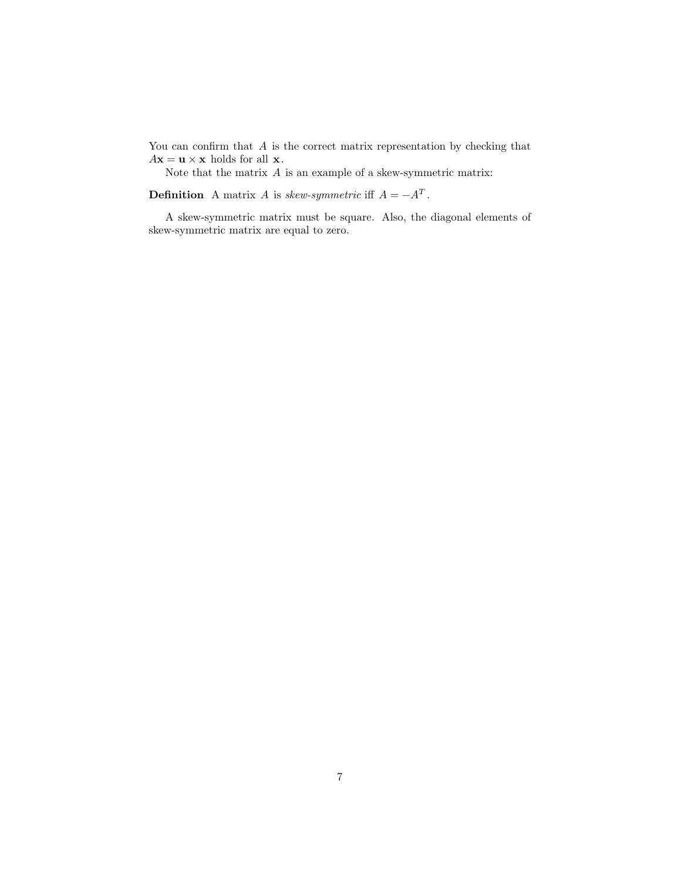You can confirm that $A$ is the correct matrix representation by checking that $A\mathbf{x} = \mathbf{u} \times \mathbf{x}$ holds for all $\mathbf{x}$.

Note that the matrix $A$ is an example of a skew-symmetric matrix:

**Definition** A matrix $A$ is *skew-symmetric* iff $A = -A^T$.

A skew-symmetric matrix must be square. Also, the diagonal elements of skew-symmetric matrix are equal to zero.